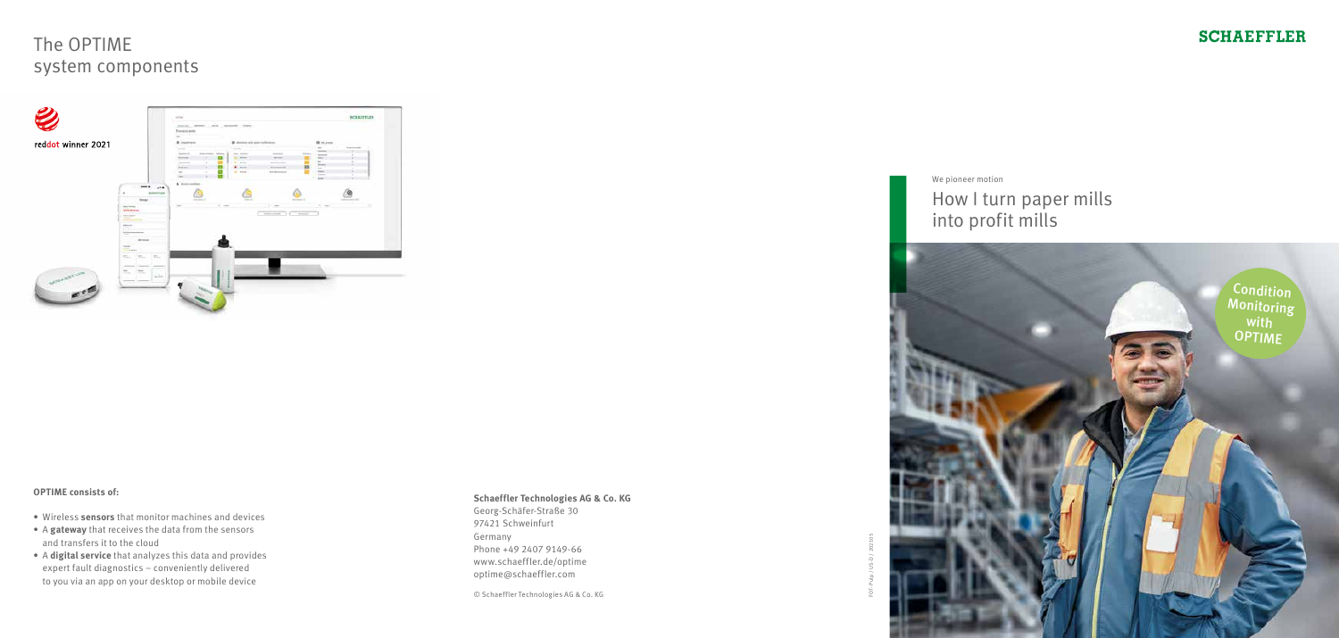# The OPTIME system components

reddot winner 2021

**OPTIME consists of:**

- Wireless **sensors** that monitor machines and devices
- A **gateway** that receives the data from the sensors and transfers it to the cloud
- A **digital service** that analyzes this data and provides expert fault diagnostics – conveniently delivered to you via an app on your desktop or mobile device

**Schaeffler Technologies AG & Co. KG**
Georg-Schäfer-Straße 30
97421 Schweinfurt
Germany
Phone +49 2407 9149-66
www.schaeffler.de/optime
optime@schaeffler.com

© Schaeffler Technologies AG & Co. KG

FOT-Pulp / US-D / 202105

SCHAEFFLER

We pioneer motion

# How I turn paper mills into profit mills

Condition Monitoring with OPTIME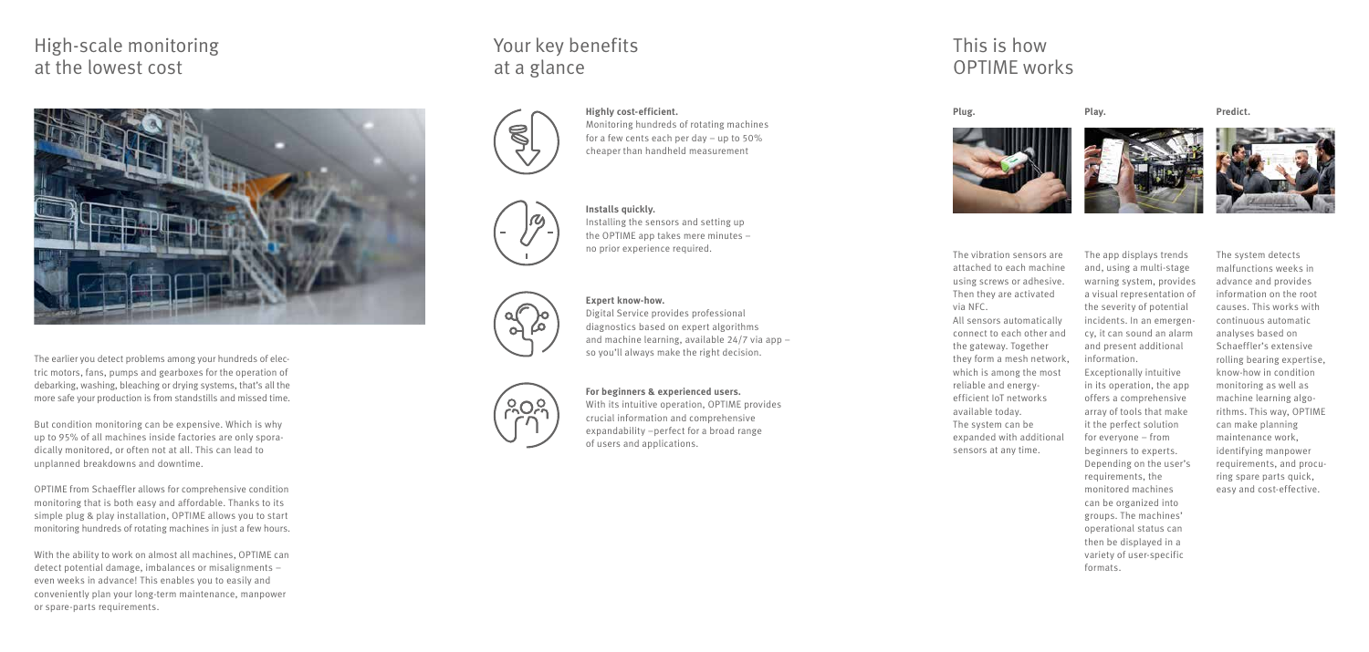## High-scale monitoring at the lowest cost

The earlier you detect problems among your hundreds of electric motors, fans, pumps and gearboxes for the operation of debarking, washing, bleaching or drying systems, that's all the more safe your production is from standstills and missed time.

But condition monitoring can be expensive. Which is why up to 95% of all machines inside factories are only sporadically monitored, or often not at all. This can lead to unplanned breakdowns and downtime.

OPTIME from Schaeffler allows for comprehensive condition monitoring that is both easy and affordable. Thanks to its simple plug & play installation, OPTIME allows you to start monitoring hundreds of rotating machines in just a few hours.

With the ability to work on almost all machines, OPTIME can detect potential damage, imbalances or misalignments – even weeks in advance! This enables you to easily and conveniently plan your long-term maintenance, manpower or spare-parts requirements.

## Your key benefits at a glance

**Highly cost-efficient.**
Monitoring hundreds of rotating machines for a few cents each per day – up to 50% cheaper than handheld measurement

**Installs quickly.**
Installing the sensors and setting up the OPTIME app takes mere minutes – no prior experience required.

**Expert know-how.**
Digital Service provides professional diagnostics based on expert algorithms and machine learning, available 24/7 via app – so you'll always make the right decision.

**For beginners & experienced users.**
With its intuitive operation, OPTIME provides crucial information and comprehensive expandability –perfect for a broad range of users and applications.

## This is how OPTIME works

**Plug.**

The vibration sensors are attached to each machine using screws or adhesive. Then they are activated via NFC.
All sensors automatically connect to each other and the gateway. Together they form a mesh network, which is among the most reliable and energy-efficient IoT networks available today.
The system can be expanded with additional sensors at any time.

**Play.**

The app displays trends and, using a multi-stage warning system, provides a visual representation of the severity of potential incidents. In an emergency, it can sound an alarm and present additional information.
Exceptionally intuitive in its operation, the app offers a comprehensive array of tools that make it the perfect solution for everyone – from beginners to experts. Depending on the user's requirements, the monitored machines can be organized into groups. The machines' operational status can then be displayed in a variety of user-specific formats.

**Predict.**

The system detects malfunctions weeks in advance and provides information on the root causes. This works with continuous automatic analyses based on Schaeffler's extensive rolling bearing expertise, know-how in condition monitoring as well as machine learning algorithms. This way, OPTIME can make planning maintenance work, identifying manpower requirements, and procuring spare parts quick, easy and cost-effective.